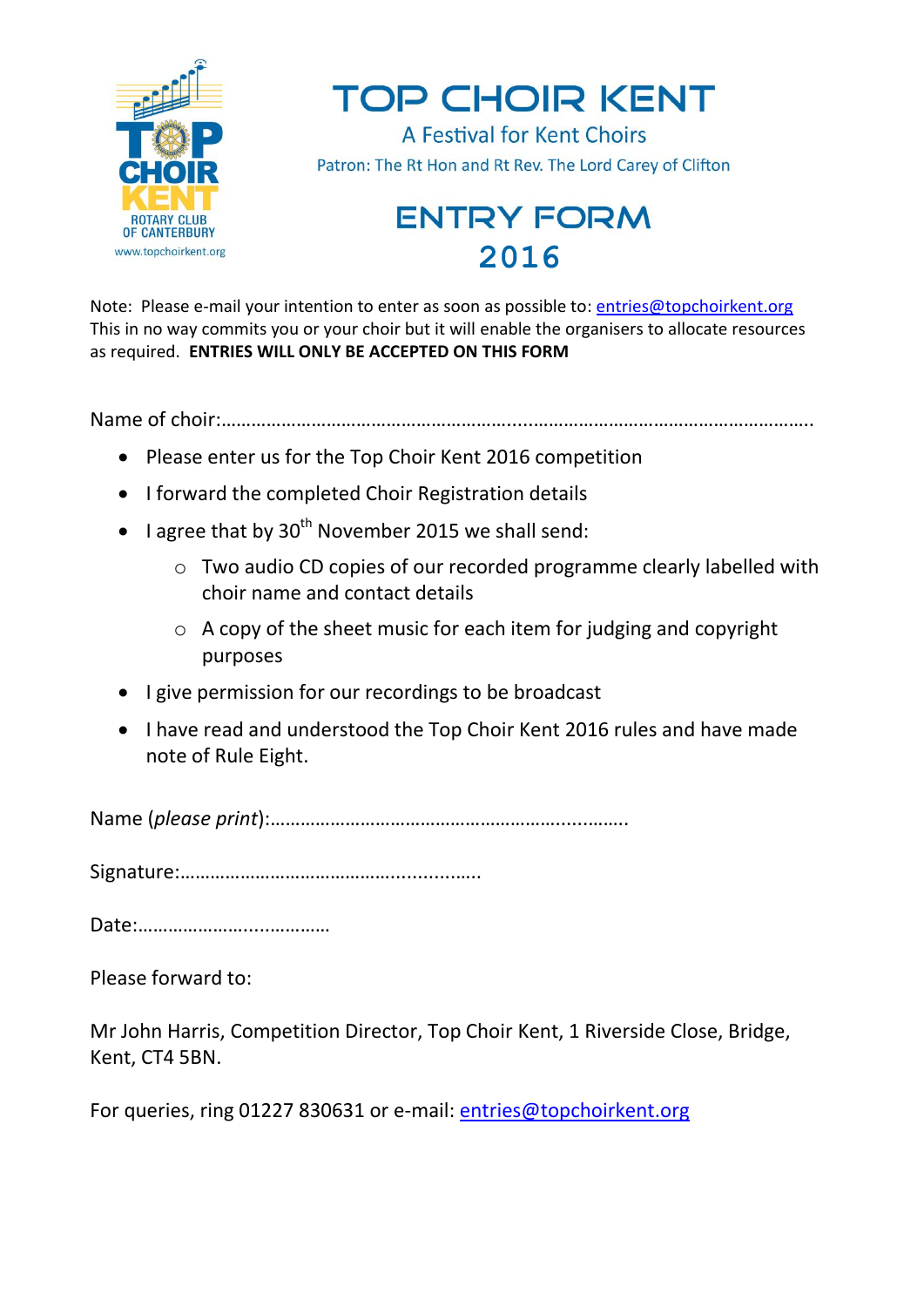TOP CHOIR KENT
ROTARY CLUB OF CANTERBURY
www.topchoirkent.org

# TOP CHOIR KENT

A Festival for Kent Choirs

Patron: The Rt Hon and Rt Rev. The Lord Carey of Clifton

## ENTRY FORM 2016

Note: Please e-mail your intention to enter as soon as possible to: entries@topchoirkent.org
This in no way commits you or your choir but it will enable the organisers to allocate resources as required. **ENTRIES WILL ONLY BE ACCEPTED ON THIS FORM**

Name of choir:……………………………………………………………………………………………………………

- Please enter us for the Top Choir Kent 2016 competition
- I forward the completed Choir Registration details
- I agree that by 30th November 2015 we shall send:
    - Two audio CD copies of our recorded programme clearly labelled with choir name and contact details
    - A copy of the sheet music for each item for judging and copyright purposes
- I give permission for our recordings to be broadcast
- I have read and understood the Top Choir Kent 2016 rules and have made note of Rule Eight.

Name (*please print*):……………………………………………………………

Signature:…………………………………………………

Date:………………………………

Please forward to:

Mr John Harris, Competition Director, Top Choir Kent, 1 Riverside Close, Bridge, Kent, CT4 5BN.

For queries, ring 01227 830631 or e-mail: entries@topchoirkent.org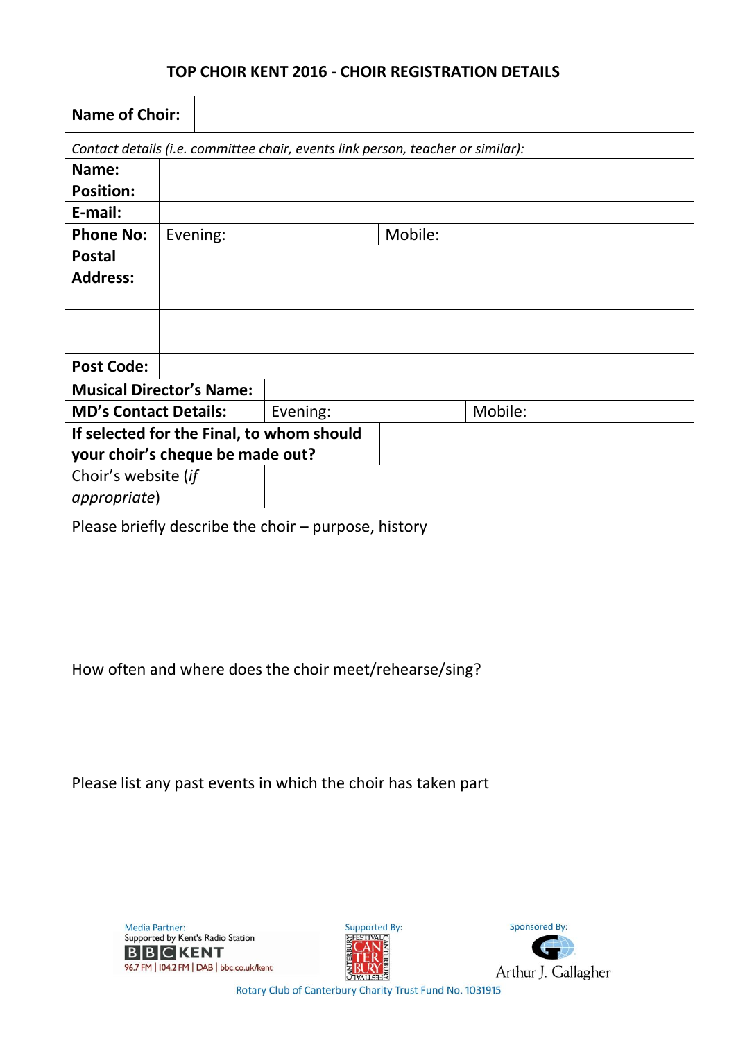## TOP CHOIR KENT 2016 - CHOIR REGISTRATION DETAILS

| | | | |
|---|---|---|---|
| **Name of Choir:** | | | |
| *Contact details (i.e. committee chair, events link person, teacher or similar):* | | | |
| **Name:** | | | |
| **Position:** | | | |
| **E-mail:** | | | |
| **Phone No:** | Evening: | Mobile: | |
| **Postal Address:** | | | |
| | | | |
| | | | |
| | | | |
| **Post Code:** | | | |
| **Musical Director's Name:** | | | |
| **MD's Contact Details:** | Evening: | Mobile: | |
| **If selected for the Final, to whom should your choir's cheque be made out?** | | | |
| Choir's website (*if appropriate*) | | | |

Please briefly describe the choir – purpose, history

How often and where does the choir meet/rehearse/sing?

Please list any past events in which the choir has taken part

Media Partner: Supported by Kent's Radio Station BBC KENT 96.7 FM | 104.2 FM | DAB | bbc.co.uk/kent

Supported By: Canterbury Festival

Sponsored By: Arthur J. Gallagher

Rotary Club of Canterbury Charity Trust Fund No. 1031915